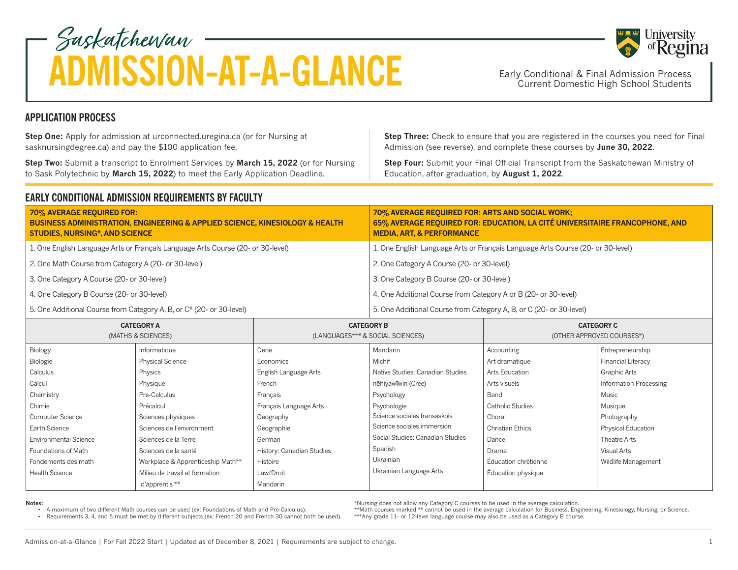# Saskatchewan ADMISSION-AT-A-GLANCE

Early Conditional & Final Admission Process
Current Domestic High School Students

## APPLICATION PROCESS

**Step One:** Apply for admission at urconnected.uregina.ca (or for Nursing at sasknursingdegree.ca) and pay the $100 application fee.

**Step Two:** Submit a transcript to Enrolment Services by **March 15, 2022** (or for Nursing to Sask Polytechnic by **March 15, 2022**) to meet the Early Application Deadline.

**Step Three:** Check to ensure that you are registered in the courses you need for Final Admission (see reverse), and complete these courses by **June 30, 2022**.

**Step Four:** Submit your Final Official Transcript from the Saskatchewan Ministry of Education, after graduation, by **August 1, 2022**.

## EARLY CONDITIONAL ADMISSION REQUIREMENTS BY FACULTY

| **70% AVERAGE REQUIRED FOR: BUSINESS ADMINISTRATION, ENGINEERING & APPLIED SCIENCE, KINESIOLOGY & HEALTH STUDIES, NURSING*, AND SCIENCE** | **70% AVERAGE REQUIRED FOR: ARTS AND SOCIAL WORK; 65% AVERAGE REQUIRED FOR: EDUCATION, LA CITÉ UNIVERSITAIRE FRANCOPHONE, AND MEDIA, ART, & PERFORMANCE** |
|---|---|
| 1. One English Language Arts or Français Language Arts Course (20- or 30-level) | 1. One English Language Arts or Français Language Arts Course (20- or 30-level) |
| 2. One Math Course from Category A (20- or 30-level) | 2. One Category A Course (20- or 30-level) |
| 3. One Category A Course (20- or 30-level) | 3. One Category B Course (20- or 30-level) |
| 4. One Category B Course (20- or 30-level) | 4. One Additional Course from Category A or B (20- or 30-level) |
| 5. One Additional Course from Category A, B, or C* (20- or 30-level) | 5. One Additional Course from Category A, B, or C (20- or 30-level) |

| **CATEGORY A** (MATHS & SCIENCES) | | **CATEGORY B** (LANGUAGES*** & SOCIAL SCIENCES) | | **CATEGORY C** (OTHER APPROVED COURSES*) | |
|---|---|---|---|---|---|
| Biology | Informatique | Dene | Mandarin | Accounting | Entrepreneurship |
| Biologie | Physical Science | Economics | Michif | Art dramatique | Financial Literacy |
| Calculus | Physics | English Language Arts | Native Studies: Canadian Studies | Arts Education | Graphic Arts |
| Calcul | Physique | French | nēhiyawīwin (Cree) | Arts visuels | Information Processing |
| Chemistry | Pre-Calculus | Français | Psychology | Band | Music |
| Chimie | Précalcul | Français Language Arts | Psychologie | Catholic Studies | Musique |
| Computer Science | Sciences physiques | Geography | Science sociales fransaskois | Choral | Photography |
| Earth Science | Sciences de l'environment | Geographie | Science sociales immersion | Christian Ethics | Physical Education |
| Environmental Science | Sciences de la Terre | German | Social Studies: Canadian Studies | Dance | Theatre Arts |
| Foundations of Math | Sciences de la santé | History: Canadian Studies | Spanish | Drama | Visual Arts |
| Fondements des math | Workplace & Apprenticeship Math** | Histoire | Ukrainian | Éducation chrètienne | Wildlife Management |
| Health Science | Milieu de travail et formation d'apprentis ** | Law/Droit | Ukrainian Language Arts | Éducation physique | |
| | | Mandarin | | | |

**Notes:**

- A maximum of two different Math courses can be used (ex: Foundations of Math and Pre-Calculus).
- Requirements 3, 4, and 5 must be met by different subjects (ex: French 20 and French 30 cannot both be used).

*Nursing does not allow any Category C courses to be used in the average calculation.
**Math courses marked ** cannot be used in the average calculation for Business, Engineering, Kinesiology, Nursing, or Science.
***Any grade 11- or 12-level language course may also be used as a Category B course.

Admission-at-a-Glance | For Fall 2022 Start | Updated as of December 8, 2021 | Requirements are subject to change.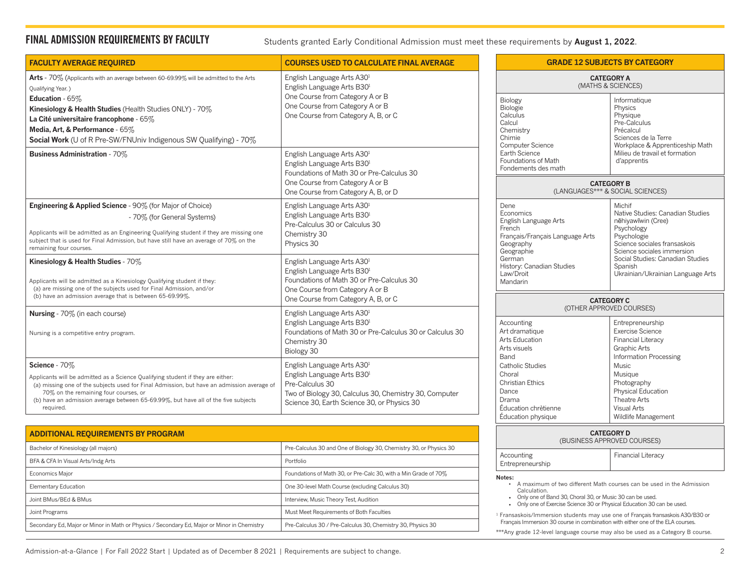## FINAL ADMISSION REQUIREMENTS BY FACULTY

Students granted Early Conditional Admission must meet these requirements by **August 1, 2022**.

| FACULTY AVERAGE REQUIRED | COURSES USED TO CALCULATE FINAL AVERAGE |
|---|---|
| **Arts** - 70% (Applicants with an average between 60-69.99% will be admitted to the Arts Qualifying Year.)<br>**Education** - 65%<br>**Kinesiology & Health Studies** (Health Studies ONLY) - 70%<br>**La Cité universitaire francophone** - 65%<br>**Media, Art, & Performance** - 65%<br>**Social Work** (U of R Pre-SW/FNUniv Indigenous SW Qualifying) - 70% | English Language Arts A30[1]<br>English Language Arts B30[1]<br>One Course from Category A or B<br>One Course from Category A or B<br>One Course from Category A, B, or C |
| **Business Administration** - 70% | English Language Arts A30[1]<br>English Language Arts B30[1]<br>Foundations of Math 30 or Pre-Calculus 30<br>One Course from Category A or B<br>One Course from Category A, B, or D |
| **Engineering & Applied Science** - 90% (for Major of Choice)<br>- 70% (for General Systems)<br>Applicants will be admitted as an Engineering Qualifying student if they are missing one subject that is used for Final Admission, but have still have an average of 70% on the remaining four courses. | English Language Arts A30[1]<br>English Language Arts B30[1]<br>Pre-Calculus 30 or Calculus 30<br>Chemistry 30<br>Physics 30 |
| **Kinesiology & Health Studies** - 70%<br>Applicants will be admitted as a Kinesiology Qualifying student if they:<br>(a) are missing one of the subjects used for Final Admission, and/or<br>(b) have an admission average that is between 65-69.99%. | English Language Arts A30[1]<br>English Language Arts B30[1]<br>Foundations of Math 30 or Pre-Calculus 30<br>One Course from Category A or B<br>One Course from Category A, B, or C |
| **Nursing** - 70% (in each course)<br>Nursing is a competitive entry program. | English Language Arts A30[1]<br>English Language Arts B30[1]<br>Foundations of Math 30 or Pre-Calculus 30 or Calculus 30<br>Chemistry 30<br>Biology 30 |
| **Science** - 70%<br>Applicants will be admitted as a Science Qualifying student if they are either:<br>(a) missing one of the subjects used for Final Admission, but have an admission average of 70% on the remaining four courses, or<br>(b) have an admission average between 65-69.99%, but have all of the five subjects required. | English Language Arts A30[1]<br>English Language Arts B30[1]<br>Pre-Calculus 30<br>Two of Biology 30, Calculus 30, Chemistry 30, Computer Science 30, Earth Science 30, or Physics 30 |

| ADDITIONAL REQUIREMENTS BY PROGRAM | |
|---|---|
| Bachelor of Kinesiology (all majors) | Pre-Calculus 30 and One of Biology 30, Chemistry 30, or Physics 30 |
| BFA & CFA In Visual Arts/Indg Arts | Portfolio |
| Economics Major | Foundations of Math 30, or Pre-Calc 30, with a Min Grade of 70% |
| Elementary Education | One 30-level Math Course (excluding Calculus 30) |
| Joint BMus/BEd & BMus | Interview, Music Theory Test, Audition |
| Joint Programs | Must Meet Requirements of Both Faculties |
| Secondary Ed, Major or Minor in Math or Physics / Secondary Ed, Major or Minor in Chemistry | Pre-Calculus 30 / Pre-Calculus 30, Chemistry 30, Physics 30 |

### GRADE 12 SUBJECTS BY CATEGORY

**CATEGORY A** (MATHS & SCIENCES)

| | |
|---|---|
| Biology<br>Biologie<br>Calculus<br>Calcul<br>Chemistry<br>Chimie<br>Computer Science<br>Earth Science<br>Foundations of Math<br>Fondements des math | Informatique<br>Physics<br>Physique<br>Pre-Calculus<br>Précalcul<br>Sciences de la Terre<br>Workplace & Apprenticeship Math<br>Milieu de travail et formation d'apprentis |

**CATEGORY B** (LANGUAGES*** & SOCIAL SCIENCES)

| | |
|---|---|
| Dene<br>Economics<br>English Language Arts<br>French<br>Français/Français Language Arts<br>Geography<br>Geographie<br>German<br>History: Canadian Studies<br>Law/Droit<br>Mandarin | Michif<br>Native Studies: Canadian Studies<br>nēhiyawīwin (Cree)<br>Psychology<br>Psychologie<br>Science sociales fransaskois<br>Science sociales immersion<br>Social Studies: Canadian Studies<br>Spanish<br>Ukrainian/Ukrainian Language Arts |

**CATEGORY C** (OTHER APPROVED COURSES)

| | |
|---|---|
| Accounting<br>Art dramatique<br>Arts Education<br>Arts visuels<br>Band<br>Catholic Studies<br>Choral<br>Christian Ethics<br>Dance<br>Drama<br>Éducation chrètienne<br>Éducation physique | Entrepreneurship<br>Exercise Science<br>Financial Literacy<br>Graphic Arts<br>Information Processing<br>Music<br>Musique<br>Photography<br>Physical Education<br>Theatre Arts<br>Visual Arts<br>Wildlife Management |

**CATEGORY D** (BUSINESS APPROVED COURSES)

| | |
|---|---|
| Accounting<br>Entrepreneurship | Financial Literacy |

**Notes:**

- A maximum of two different Math courses can be used in the Admission Calculation.
- Only one of Band 30, Choral 30, or Music 30 can be used.
- Only one of Exercise Science 30 or Physical Education 30 can be used.

[1] Fransaskois/Immersion students may use one of Français fransaskois A30/B30 or Français Immersion 30 course in combination with either one of the ELA courses.

***Any grade 12-level language course may also be used as a Category B course.